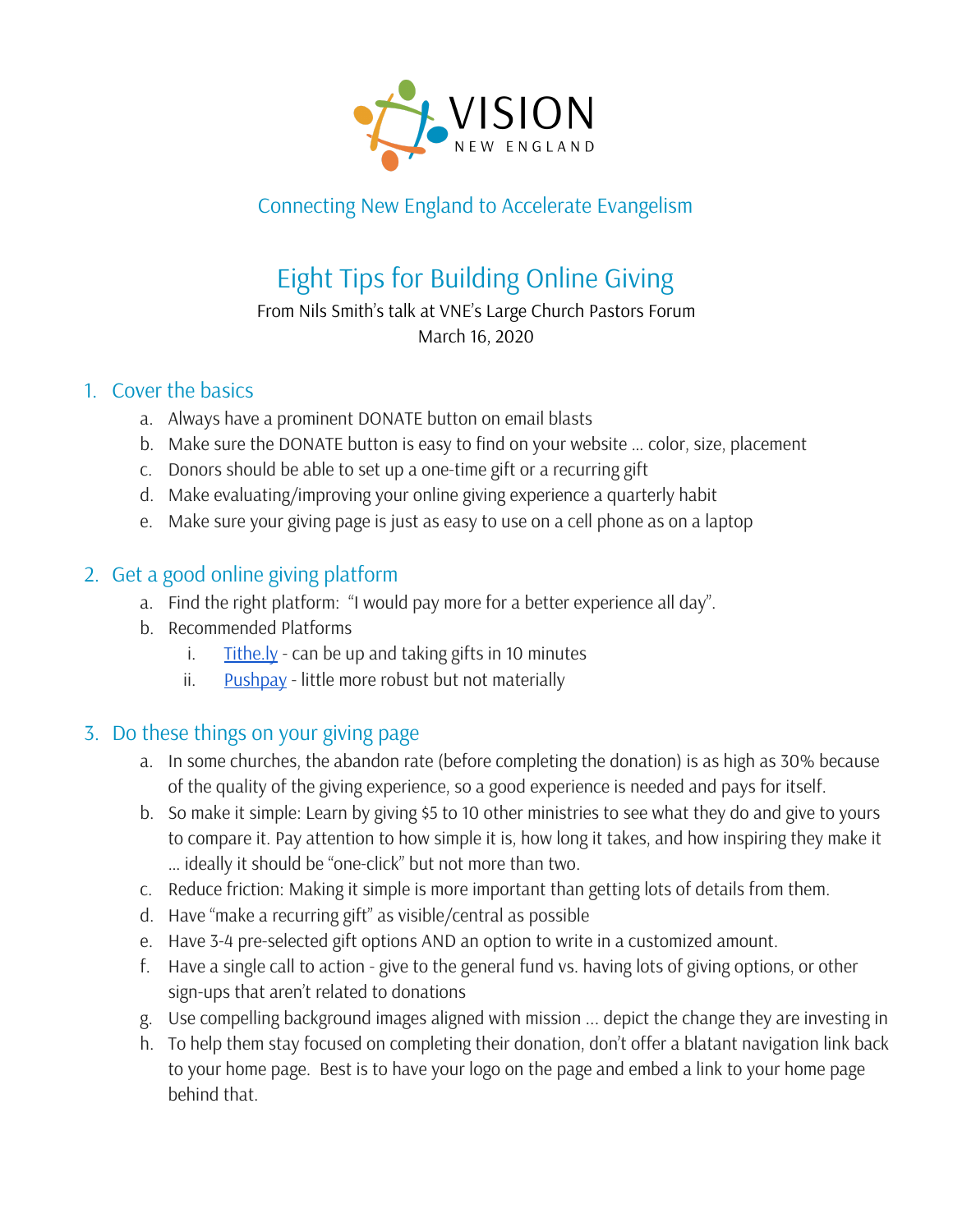VISION
NEW ENGLAND

Connecting New England to Accelerate Evangelism

# Eight Tips for Building Online Giving

From Nils Smith's talk at VNE's Large Church Pastors Forum
March 16, 2020

## 1. Cover the basics

a. Always have a prominent DONATE button on email blasts
b. Make sure the DONATE button is easy to find on your website … color, size, placement
c. Donors should be able to set up a one-time gift or a recurring gift
d. Make evaluating/improving your online giving experience a quarterly habit
e. Make sure your giving page is just as easy to use on a cell phone as on a laptop

## 2. Get a good online giving platform

a. Find the right platform: "I would pay more for a better experience all day".
b. Recommended Platforms
   i. Tithe.ly - can be up and taking gifts in 10 minutes
   ii. Pushpay - little more robust but not materially

## 3. Do these things on your giving page

a. In some churches, the abandon rate (before completing the donation) is as high as 30% because of the quality of the giving experience, so a good experience is needed and pays for itself.
b. So make it simple: Learn by giving $5 to 10 other ministries to see what they do and give to yours to compare it. Pay attention to how simple it is, how long it takes, and how inspiring they make it … ideally it should be "one-click" but not more than two.
c. Reduce friction: Making it simple is more important than getting lots of details from them.
d. Have "make a recurring gift" as visible/central as possible
e. Have 3-4 pre-selected gift options AND an option to write in a customized amount.
f. Have a single call to action - give to the general fund vs. having lots of giving options, or other sign-ups that aren't related to donations
g. Use compelling background images aligned with mission … depict the change they are investing in
h. To help them stay focused on completing their donation, don't offer a blatant navigation link back to your home page. Best is to have your logo on the page and embed a link to your home page behind that.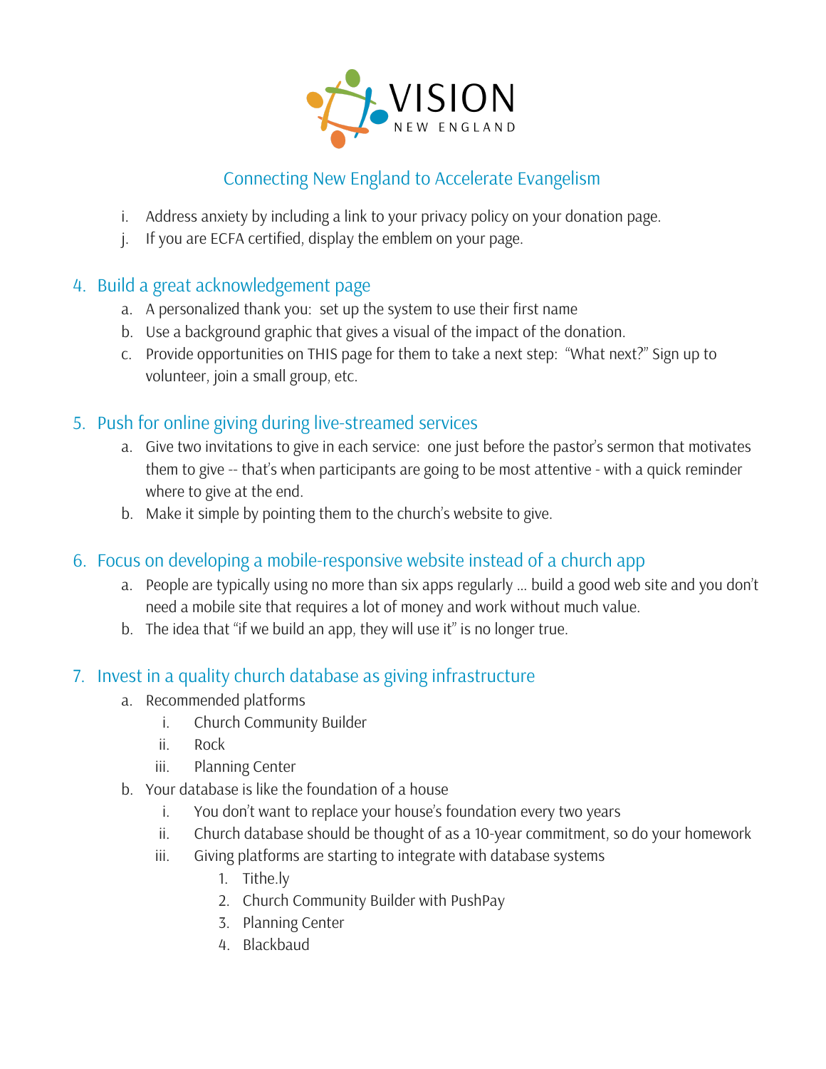i. Address anxiety by including a link to your privacy policy on your donation page.
j. If you are ECFA certified, display the emblem on your page.

## 4. Build a great acknowledgement page

a. A personalized thank you: set up the system to use their first name
b. Use a background graphic that gives a visual of the impact of the donation.
c. Provide opportunities on THIS page for them to take a next step: "What next?" Sign up to volunteer, join a small group, etc.

## 5. Push for online giving during live-streamed services

a. Give two invitations to give in each service: one just before the pastor's sermon that motivates them to give -- that's when participants are going to be most attentive - with a quick reminder where to give at the end.
b. Make it simple by pointing them to the church's website to give.

## 6. Focus on developing a mobile-responsive website instead of a church app

a. People are typically using no more than six apps regularly … build a good web site and you don't need a mobile site that requires a lot of money and work without much value.
b. The idea that "if we build an app, they will use it" is no longer true.

## 7. Invest in a quality church database as giving infrastructure

a. Recommended platforms
   i. Church Community Builder
   ii. Rock
   iii. Planning Center
b. Your database is like the foundation of a house
   i. You don't want to replace your house's foundation every two years
   ii. Church database should be thought of as a 10-year commitment, so do your homework
   iii. Giving platforms are starting to integrate with database systems
      1. Tithe.ly
      2. Church Community Builder with PushPay
      3. Planning Center
      4. Blackbaud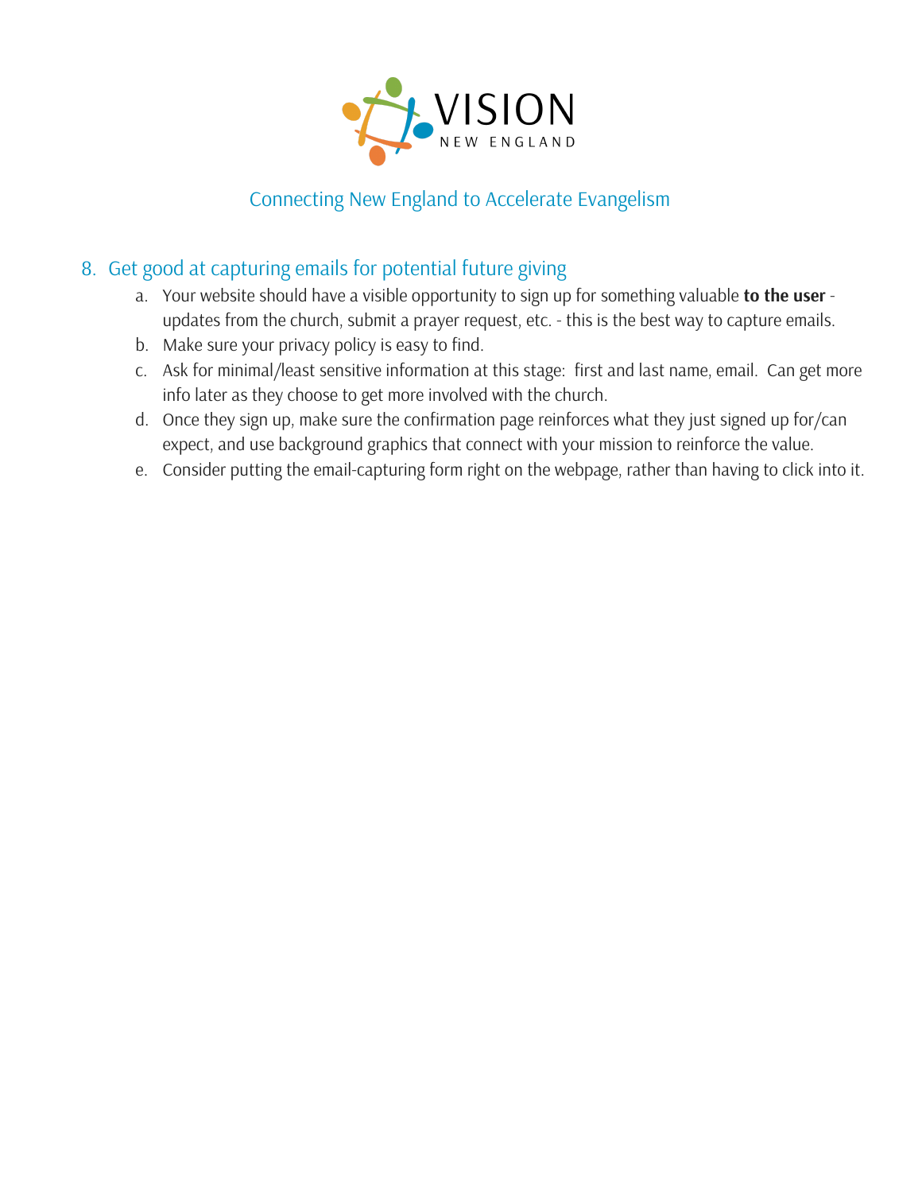VISION
NEW ENGLAND

Connecting New England to Accelerate Evangelism

8. Get good at capturing emails for potential future giving
   a. Your website should have a visible opportunity to sign up for something valuable **to the user** - updates from the church, submit a prayer request, etc. - this is the best way to capture emails.
   b. Make sure your privacy policy is easy to find.
   c. Ask for minimal/least sensitive information at this stage: first and last name, email. Can get more info later as they choose to get more involved with the church.
   d. Once they sign up, make sure the confirmation page reinforces what they just signed up for/can expect, and use background graphics that connect with your mission to reinforce the value.
   e. Consider putting the email-capturing form right on the webpage, rather than having to click into it.